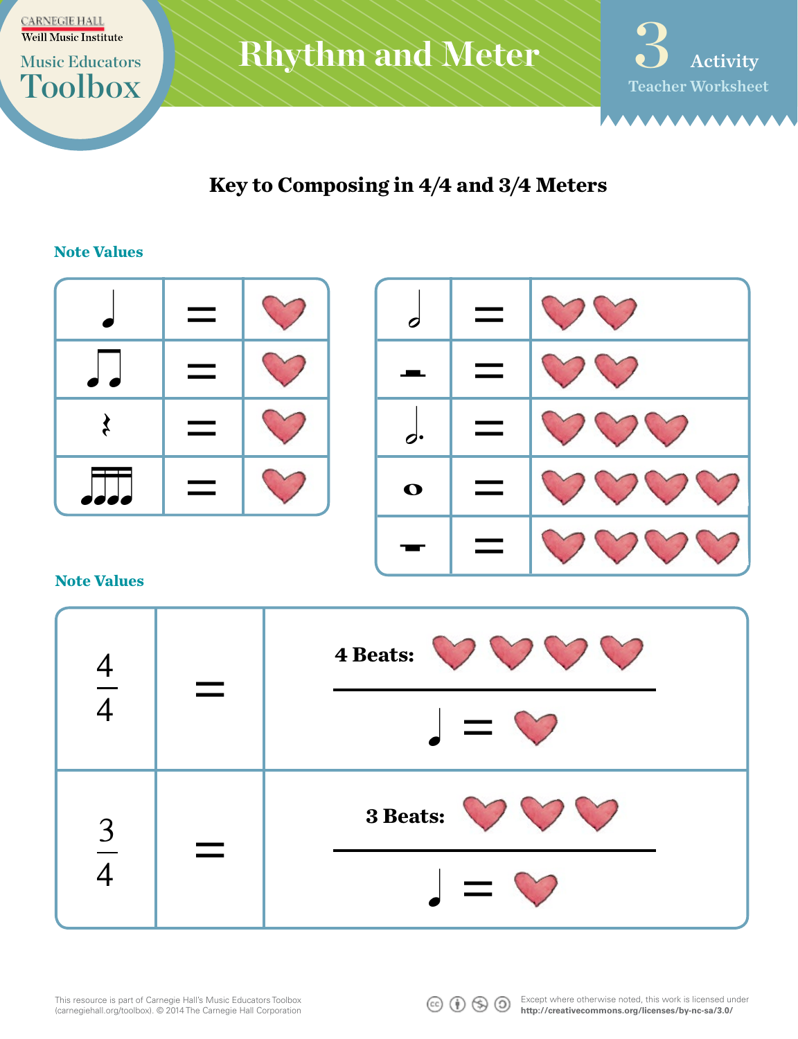# Rhythm and Meter

3 Activity
Teacher Worksheet

## Key to Composing in 4/4 and 3/4 Meters

### Note Values

| Note | = | Beats |
|---|---|---|
| ♩ | = | ♥ |
| ♫ | = | ♥ |
| 𝄽 | = | ♥ |
| 𝅘𝅥𝅯𝅘𝅥𝅯𝅘𝅥𝅯𝅘𝅥𝅯 | = | ♥ |

| Note | = | Beats |
|---|---|---|
| 𝅗𝅥 | = | ♥ ♥ |
| 𝄼 | = | ♥ ♥ |
| 𝅗𝅥. | = | ♥ ♥ ♥ |
| 𝅝 | = | ♥ ♥ ♥ ♥ |
| 𝄻 | = | ♥ ♥ ♥ ♥ |

### Note Values

| Meter | = | Meaning |
|---|---|---|
| $\frac{4}{4}$ | = | **4 Beats:** ♥ ♥ ♥ ♥ / ♩ = ♥ |
| $\frac{3}{4}$ | = | **3 Beats:** ♥ ♥ ♥ / ♩ = ♥ |

This resource is part of Carnegie Hall's Music Educators Toolbox (carnegiehall.org/toolbox). © 2014 The Carnegie Hall Corporation

Except where otherwise noted, this work is licensed under **http://creativecommons.org/licenses/by-nc-sa/3.0/**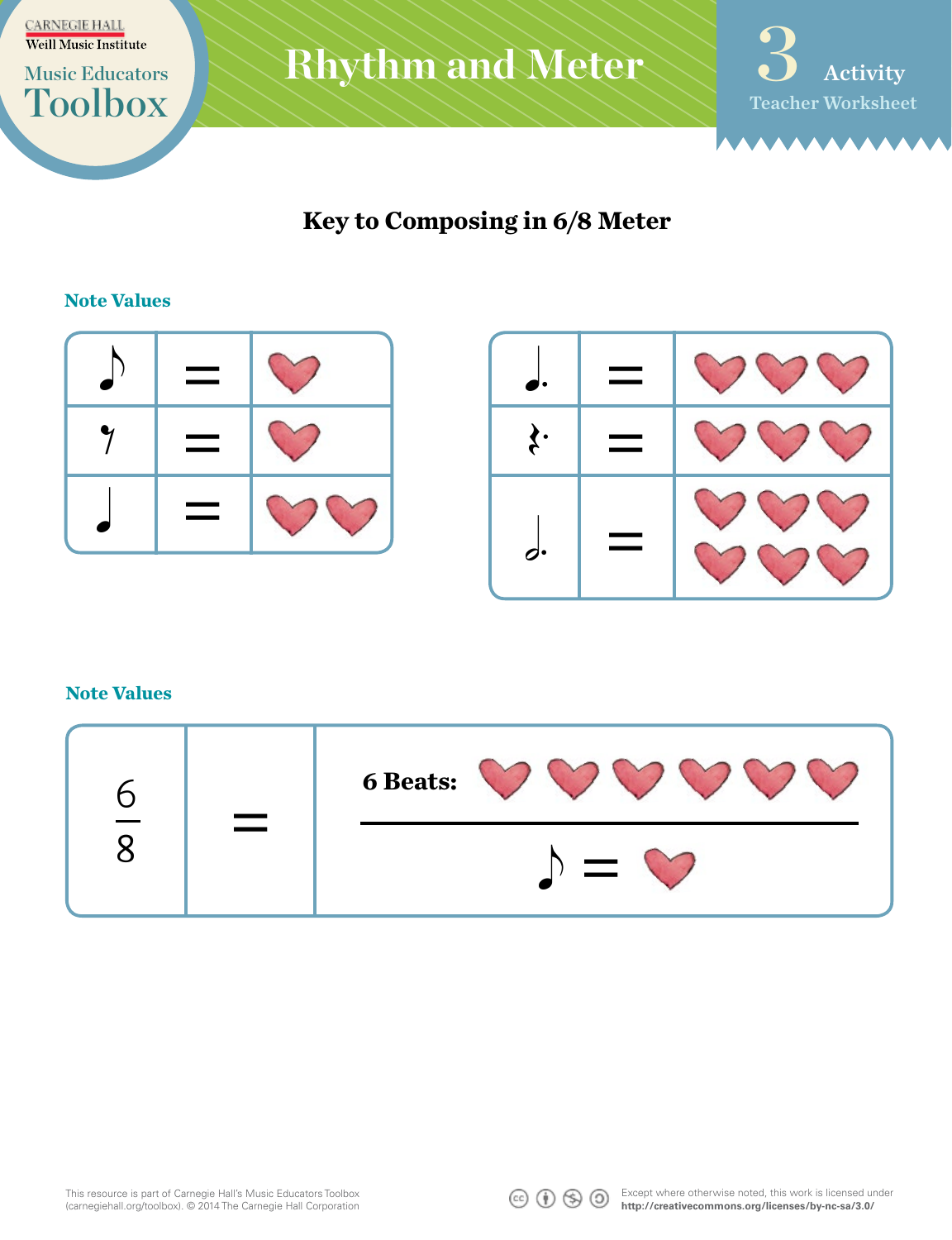# Rhythm and Meter

3 Activity
Teacher Worksheet

## Key to Composing in 6/8 Meter

### Note Values

| | | |
|---|---|---|
| ♪ (eighth note) | = | ♥ |
| 𝄾 (eighth rest) | = | ♥ |
| ♩ (quarter note) | = | ♥ ♥ |

| | | |
|---|---|---|
| ♩. (dotted quarter note) | = | ♥ ♥ ♥ |
| 𝄽. (dotted quarter rest) | = | ♥ ♥ ♥ |
| 𝅗𝅥. (dotted half note) | = | ♥ ♥ ♥ ♥ ♥ ♥ |

### Note Values

| | | |
|---|---|---|
| $\frac{6}{8}$ | = | **6 Beats:** ♥ ♥ ♥ ♥ ♥ ♥ / ♪ = ♥ |

This resource is part of Carnegie Hall's Music Educators Toolbox (carnegiehall.org/toolbox). © 2014 The Carnegie Hall Corporation

Except where otherwise noted, this work is licensed under **http://creativecommons.org/licenses/by-nc-sa/3.0/**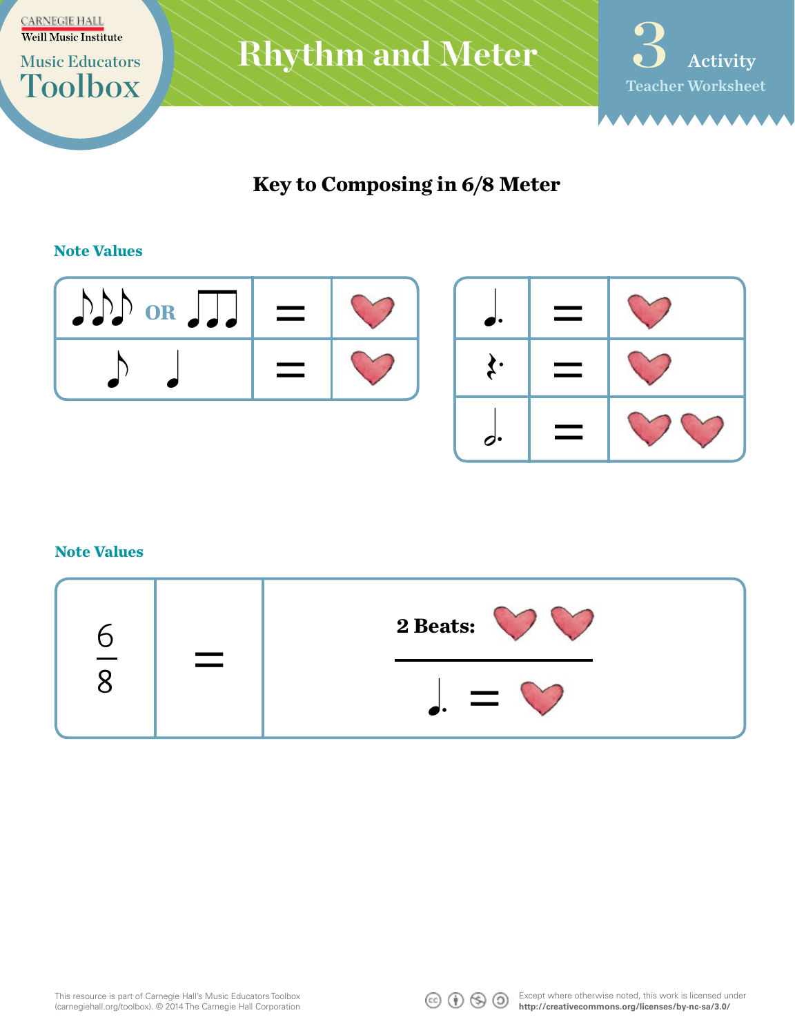# Rhythm and Meter

3 Activity
Teacher Worksheet

## Key to Composing in 6/8 Meter

### Note Values

| | | |
|---|---|---|
| ♪♪♪ OR ♫♪ | = | ♥ |
| ♪ ♩ | = | ♥ |

| | | |
|---|---|---|
| ♩. | = | ♥ |
| 𝄽. | = | ♥ |
| 𝅗𝅥. | = | ♥ ♥ |

### Note Values

| | | |
|---|---|---|
| $\frac{6}{8}$ | = | 2 Beats: ♥ ♥ / ♩. = ♥ |